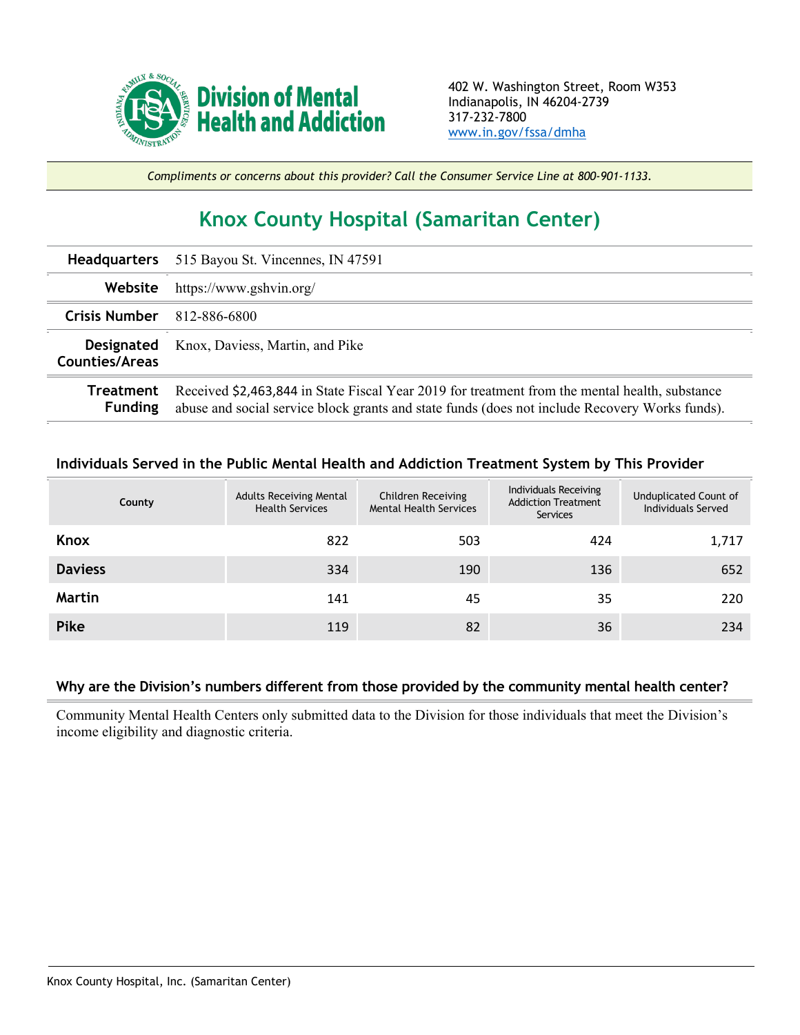Division of Mental Health and Addiction

402 W. Washington Street, Room W353
Indianapolis, IN 46204-2739
317-232-7800
www.in.gov/fssa/dmha

*Compliments or concerns about this provider? Call the Consumer Service Line at 800-901-1133.*

# Knox County Hospital (Samaritan Center)

| | |
|---|---|
| **Headquarters** | 515 Bayou St. Vincennes, IN 47591 |
| **Website** | https://www.gshvin.org/ |
| **Crisis Number** | 812-886-6800 |
| **Designated Counties/Areas** | Knox, Daviess, Martin, and Pike |
| **Treatment Funding** | Received $2,463,844 in State Fiscal Year 2019 for treatment from the mental health, substance abuse and social service block grants and state funds (does not include Recovery Works funds). |

### Individuals Served in the Public Mental Health and Addiction Treatment System by This Provider

| County | Adults Receiving Mental Health Services | Children Receiving Mental Health Services | Individuals Receiving Addiction Treatment Services | Unduplicated Count of Individuals Served |
|---|---|---|---|---|
| **Knox** | 822 | 503 | 424 | 1,717 |
| **Daviess** | 334 | 190 | 136 | 652 |
| **Martin** | 141 | 45 | 35 | 220 |
| **Pike** | 119 | 82 | 36 | 234 |

### Why are the Division's numbers different from those provided by the community mental health center?

Community Mental Health Centers only submitted data to the Division for those individuals that meet the Division's income eligibility and diagnostic criteria.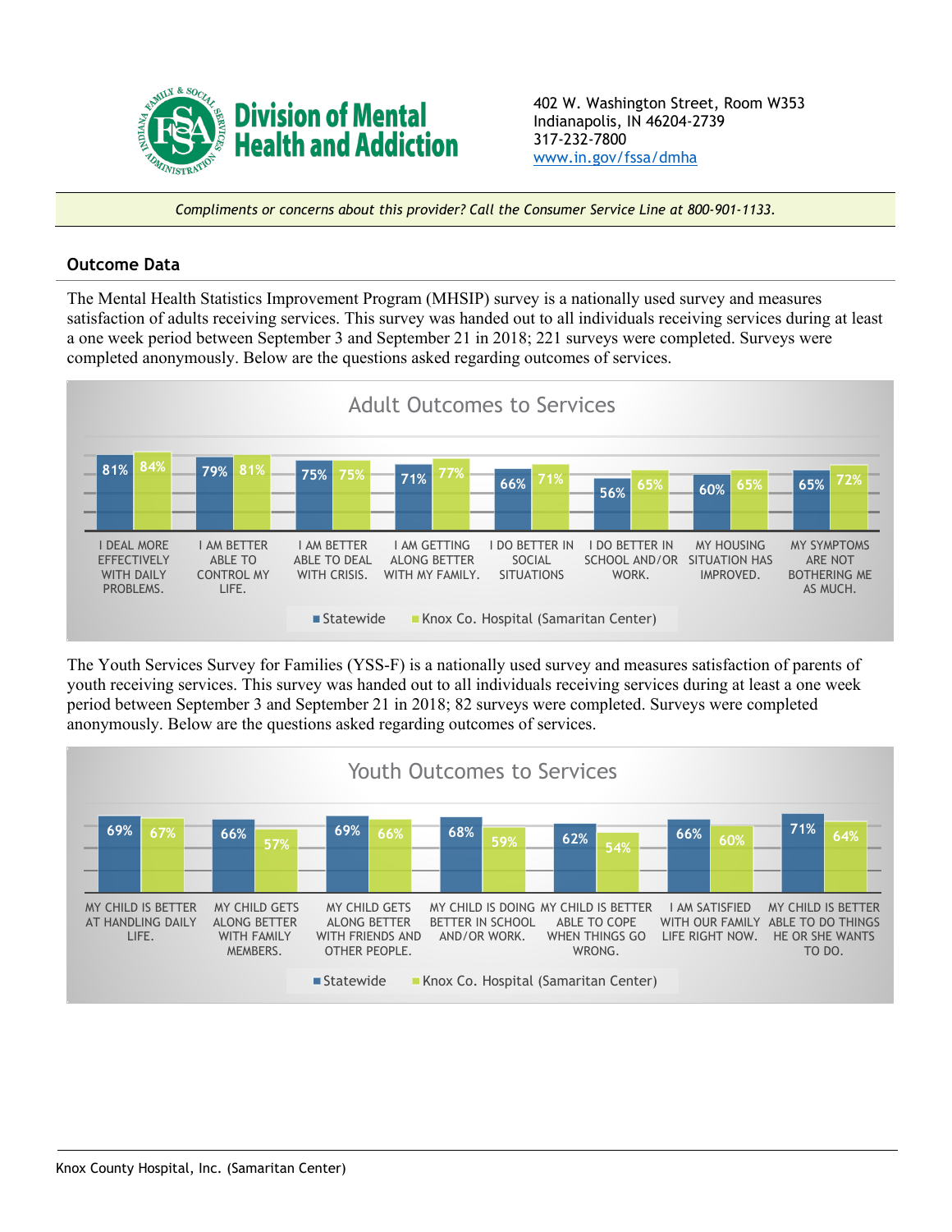Division of Mental Health and Addiction

402 W. Washington Street, Room W353
Indianapolis, IN 46204-2739
317-232-7800
www.in.gov/fssa/dmha

*Compliments or concerns about this provider? Call the Consumer Service Line at 800-901-1133.*

## Outcome Data

The Mental Health Statistics Improvement Program (MHSIP) survey is a nationally used survey and measures satisfaction of adults receiving services. This survey was handed out to all individuals receiving services during at least a one week period between September 3 and September 21 in 2018; 221 surveys were completed. Surveys were completed anonymously. Below are the questions asked regarding outcomes of services.

Adult Outcomes to Services

81% 84%
I DEAL MORE EFFECTIVELY WITH DAILY PROBLEMS.

79% 81%
I AM BETTER ABLE TO CONTROL MY LIFE.

75% 75%
I AM BETTER ABLE TO DEAL WITH CRISIS.

71% 77%
I AM GETTING ALONG BETTER WITH MY FAMILY.

66% 71%
I DO BETTER IN SOCIAL SITUATIONS

56% 65%
I DO BETTER IN SCHOOL AND/OR WORK.

60% 65%
MY HOUSING SITUATION HAS IMPROVED.

65% 72%
MY SYMPTOMS ARE NOT BOTHERING ME AS MUCH.

Statewide
Knox Co. Hospital (Samaritan Center)

The Youth Services Survey for Families (YSS-F) is a nationally used survey and measures satisfaction of parents of youth receiving services. This survey was handed out to all individuals receiving services during at least a one week period between September 3 and September 21 in 2018; 82 surveys were completed. Surveys were completed anonymously. Below are the questions asked regarding outcomes of services.

Youth Outcomes to Services

69% 67%
MY CHILD IS BETTER AT HANDLING DAILY LIFE.

66% 57%
MY CHILD GETS ALONG BETTER WITH FAMILY MEMBERS.

69% 66%
MY CHILD GETS ALONG BETTER WITH FRIENDS AND OTHER PEOPLE.

68% 59%
MY CHILD IS DOING BETTER IN SCHOOL AND/OR WORK.

62% 54%
MY CHILD IS BETTER ABLE TO COPE WHEN THINGS GO WRONG.

66% 60%
I AM SATISFIED WITH OUR FAMILY LIFE RIGHT NOW.

71% 64%
MY CHILD IS BETTER ABLE TO DO THINGS HE OR SHE WANTS TO DO.

Statewide
Knox Co. Hospital (Samaritan Center)